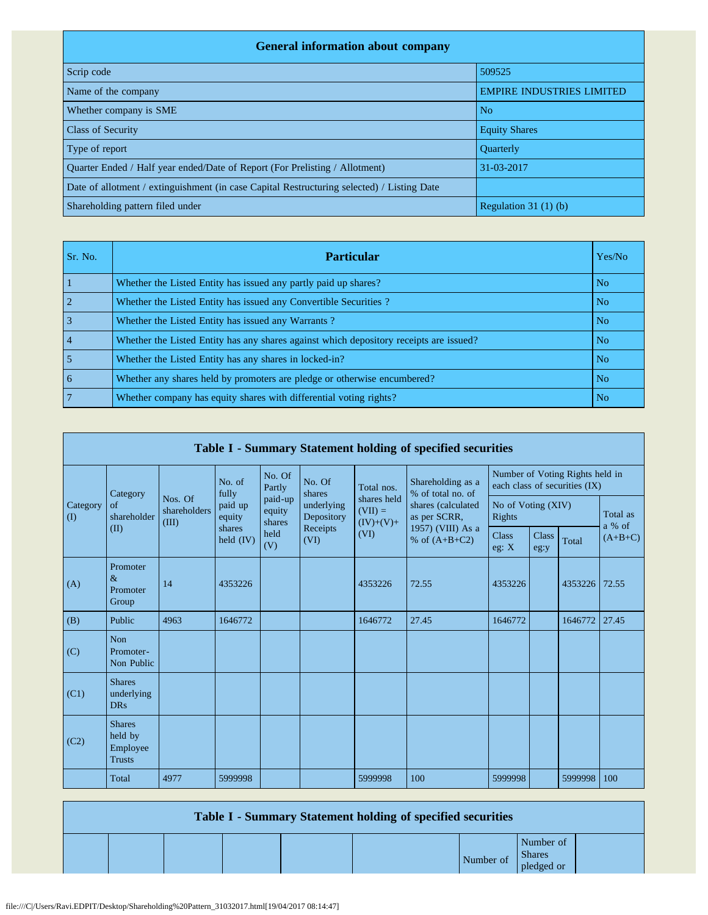## General information about company

| | |
|---|---|
| Scrip code | 509525 |
| Name of the company | EMPIRE INDUSTRIES LIMITED |
| Whether company is SME | No |
| Class of Security | Equity Shares |
| Type of report | Quarterly |
| Quarter Ended / Half year ended/Date of Report (For Prelisting / Allotment) | 31-03-2017 |
| Date of allotment / extinguishment (in case Capital Restructuring selected) / Listing Date | |
| Shareholding pattern filed under | Regulation 31 (1) (b) |

| Sr. No. | Particular | Yes/No |
|---|---|---|
| 1 | Whether the Listed Entity has issued any partly paid up shares? | No |
| 2 | Whether the Listed Entity has issued any Convertible Securities ? | No |
| 3 | Whether the Listed Entity has issued any Warrants ? | No |
| 4 | Whether the Listed Entity has any shares against which depository receipts are issued? | No |
| 5 | Whether the Listed Entity has any shares in locked-in? | No |
| 6 | Whether any shares held by promoters are pledge or otherwise encumbered? | No |
| 7 | Whether company has equity shares with differential voting rights? | No |

## Table I - Summary Statement holding of specified securities

| Category (I) | Category of shareholder (II) | Nos. Of shareholders (III) | No. of fully paid up equity shares held (IV) | No. Of Partly paid-up equity shares held (V) | No. Of shares underlying Depository Receipts (VI) | Total nos. shares held (VII) = (IV)+(V)+ (VI) | Shareholding as a % of total no. of shares (calculated as per SCRR, 1957) (VIII) As a % of (A+B+C2) | Number of Voting Rights held in each class of securities (IX) | | | |
|---|---|---|---|---|---|---|---|---|---|---|---|
| | | | | | | | | No of Voting (XIV) Rights | | | Total as a % of (A+B+C) |
| | | | | | | | | Class eg: X | Class eg:y | Total | |
| (A) | Promoter & Promoter Group | 14 | 4353226 | | | 4353226 | 72.55 | 4353226 | | 4353226 | 72.55 |
| (B) | Public | 4963 | 1646772 | | | 1646772 | 27.45 | 1646772 | | 1646772 | 27.45 |
| (C) | Non Promoter- Non Public | | | | | | | | | | |
| (C1) | Shares underlying DRs | | | | | | | | | | |
| (C2) | Shares held by Employee Trusts | | | | | | | | | | |
| | Total | 4977 | 5999998 | | | 5999998 | 100 | 5999998 | | 5999998 | 100 |

## Table I - Summary Statement holding of specified securities

| | | | | | | Number of | Number of Shares pledged or | |
|---|---|---|---|---|---|---|---|---|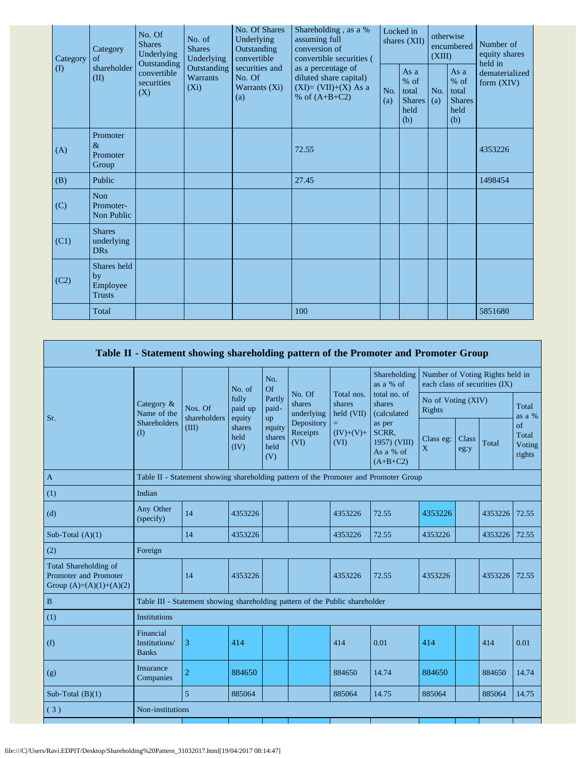| Category (I) | Category of shareholder (II) | No. Of Shares Underlying Outstanding convertible securities (X) | No. of Shares Underlying Outstanding Warrants (Xi) | No. Of Shares Underlying Outstanding convertible securities and No. Of Warrants (Xi) (a) | Shareholding , as a % assuming full conversion of convertible securities ( as a percentage of diluted share capital) (XI)= (VII)+(X) As a % of (A+B+C2) | Locked in shares (XII) | | otherwise encumbered (XIII) | | Number of equity shares held in dematerialized form (XIV) |
|---|---|---|---|---|---|---|---|---|---|---|
| | | | | | | No. (a) | As a % of total Shares held (b) | No. (a) | As a % of total Shares held (b) | |
| (A) | Promoter & Promoter Group | | | | 72.55 | | | | | 4353226 |
| (B) | Public | | | | 27.45 | | | | | 1498454 |
| (C) | Non Promoter- Non Public | | | | | | | | | |
| (C1) | Shares underlying DRs | | | | | | | | | |
| (C2) | Shares held by Employee Trusts | | | | | | | | | |
| | Total | | | | 100 | | | | | 5851680 |

## Table II - Statement showing shareholding pattern of the Promoter and Promoter Group

| Sr. | Category & Name of the Shareholders (I) | Nos. Of shareholders (III) | No. of fully paid up equity shares held (IV) | No. Of Partly paid-up equity shares held (V) | No. Of shares underlying Depository Receipts (VI) | Total nos. shares held (VII) = (IV)+(V)+ (VI) | Shareholding as a % of total no. of shares (calculated as per SCRR, 1957) (VIII) As a % of (A+B+C2) | Number of Voting Rights held in each class of securities (IX) | | | |
|---|---|---|---|---|---|---|---|---|---|---|---|
| | | | | | | | | No of Voting (XIV) Rights | | | Total as a % of Total Voting rights |
| | | | | | | | | Class eg: X | Class eg:y | Total | |
| A | Table II - Statement showing shareholding pattern of the Promoter and Promoter Group | | | | | | | | | | |
| (1) | Indian | | | | | | | | | | |
| (d) | Any Other (specify) | 14 | 4353226 | | | 4353226 | 72.55 | 4353226 | | 4353226 | 72.55 |
| Sub-Total (A)(1) | | 14 | 4353226 | | | 4353226 | 72.55 | 4353226 | | 4353226 | 72.55 |
| (2) | Foreign | | | | | | | | | | |
| Total Shareholding of Promoter and Promoter Group (A)=(A)(1)+(A)(2) | | 14 | 4353226 | | | 4353226 | 72.55 | 4353226 | | 4353226 | 72.55 |
| B | Table III - Statement showing shareholding pattern of the Public shareholder | | | | | | | | | | |
| (1) | Institutions | | | | | | | | | | |
| (f) | Financial Institutions/ Banks | 3 | 414 | | | 414 | 0.01 | 414 | | 414 | 0.01 |
| (g) | Insurance Companies | 2 | 884650 | | | 884650 | 14.74 | 884650 | | 884650 | 14.74 |
| Sub-Total (B)(1) | | 5 | 885064 | | | 885064 | 14.75 | 885064 | | 885064 | 14.75 |
| ( 3 ) | Non-institutions | | | | | | | | | | |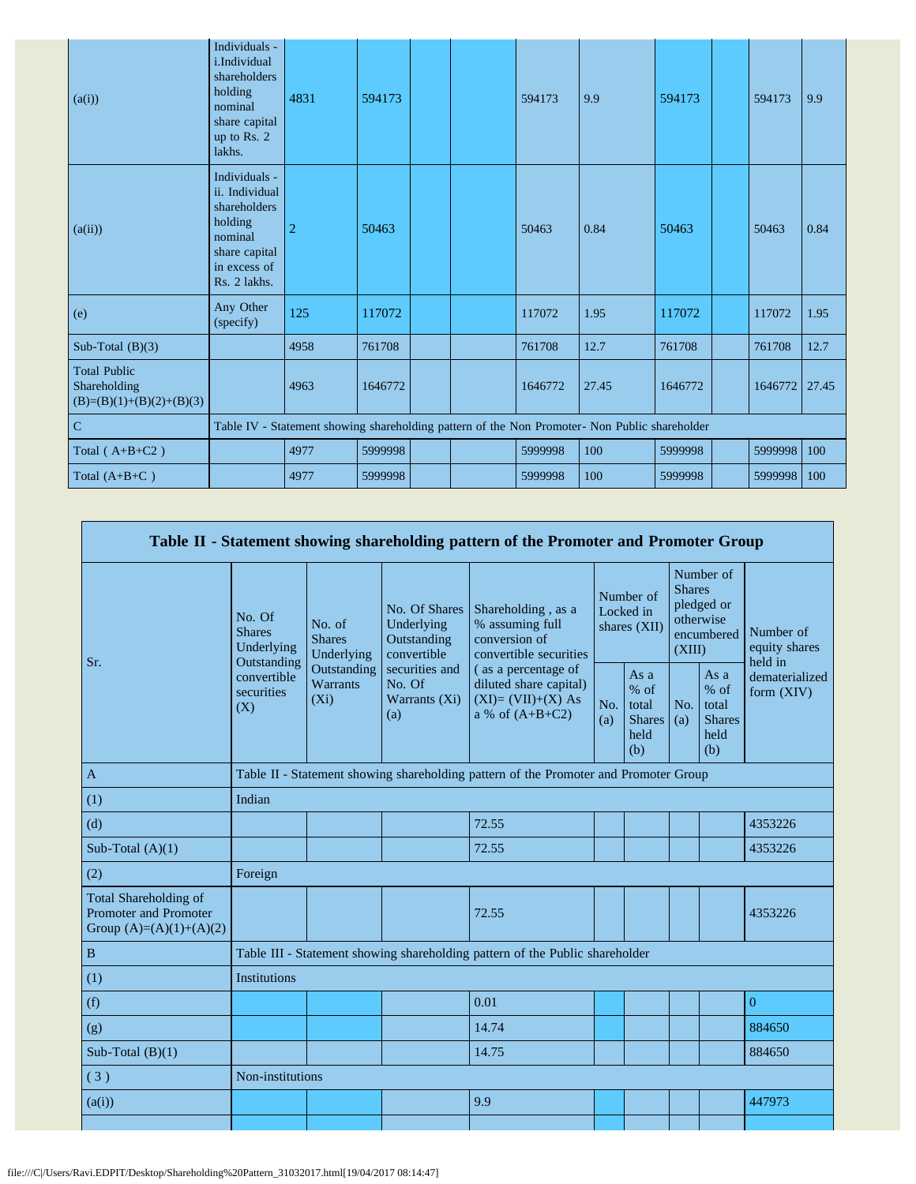| (a(i)) | Individuals - i.Individual shareholders holding nominal share capital up to Rs. 2 lakhs. | 4831 | 594173 | | | 594173 | 9.9 | 594173 | | 594173 | 9.9 |
|---|---|---|---|---|---|---|---|---|---|---|---|
| (a(ii)) | Individuals - ii. Individual shareholders holding nominal share capital in excess of Rs. 2 lakhs. | 2 | 50463 | | | 50463 | 0.84 | 50463 | | 50463 | 0.84 |
| (e) | Any Other (specify) | 125 | 117072 | | | 117072 | 1.95 | 117072 | | 117072 | 1.95 |
| Sub-Total (B)(3) | | 4958 | 761708 | | | 761708 | 12.7 | 761708 | | 761708 | 12.7 |
| Total Public Shareholding (B)=(B)(1)+(B)(2)+(B)(3) | | 4963 | 1646772 | | | 1646772 | 27.45 | 1646772 | | 1646772 | 27.45 |
| C | Table IV - Statement showing shareholding pattern of the Non Promoter- Non Public shareholder | | | | | | | | | | |
| Total ( A+B+C2 ) | | 4977 | 5999998 | | | 5999998 | 100 | 5999998 | | 5999998 | 100 |
| Total (A+B+C ) | | 4977 | 5999998 | | | 5999998 | 100 | 5999998 | | 5999998 | 100 |

## Table II - Statement showing shareholding pattern of the Promoter and Promoter Group

| Sr. | No. Of Shares Underlying Outstanding convertible securities (X) | No. of Shares Underlying Outstanding Warrants (Xi) | No. Of Shares Underlying Outstanding convertible securities and No. Of Warrants (Xi) (a) | Shareholding , as a % assuming full conversion of convertible securities ( as a percentage of diluted share capital) (XI)= (VII)+(X) As a % of (A+B+C2) | Number of Locked in shares (XII) | | Number of Shares pledged or otherwise encumbered (XIII) | | Number of equity shares held in dematerialized form (XIV) |
|---|---|---|---|---|---|---|---|---|---|
| | | | | | No. (a) | As a % of total Shares held (b) | No. (a) | As a % of total Shares held (b) | |
| A | Table II - Statement showing shareholding pattern of the Promoter and Promoter Group | | | | | | | | |
| (1) | Indian | | | | | | | | |
| (d) | | | | 72.55 | | | | | 4353226 |
| Sub-Total (A)(1) | | | | 72.55 | | | | | 4353226 |
| (2) | Foreign | | | | | | | | |
| Total Shareholding of Promoter and Promoter Group (A)=(A)(1)+(A)(2) | | | | 72.55 | | | | | 4353226 |
| B | Table III - Statement showing shareholding pattern of the Public shareholder | | | | | | | | |
| (1) | Institutions | | | | | | | | |
| (f) | | | | 0.01 | | | | | 0 |
| (g) | | | | 14.74 | | | | | 884650 |
| Sub-Total (B)(1) | | | | 14.75 | | | | | 884650 |
| ( 3 ) | Non-institutions | | | | | | | | |
| (a(i)) | | | | 9.9 | | | | | 447973 |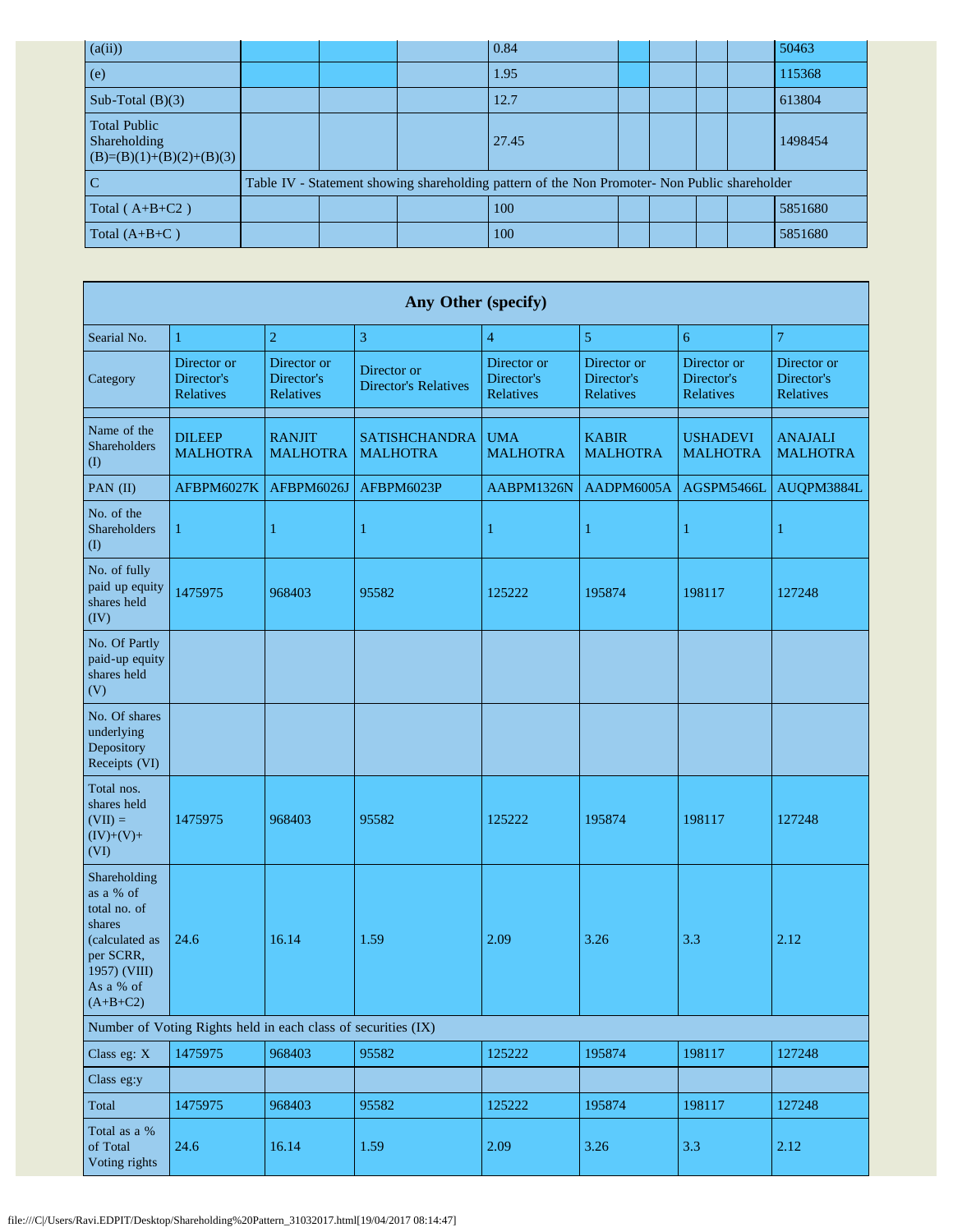| (a(ii)) | | | | 0.84 | | | | | 50463 |
|---|---|---|---|---|---|---|---|---|---|
| (e) | | | | 1.95 | | | | | 115368 |
| Sub-Total (B)(3) | | | | 12.7 | | | | | 613804 |
| Total Public Shareholding (B)=(B)(1)+(B)(2)+(B)(3) | | | | 27.45 | | | | | 1498454 |
| C | Table IV - Statement showing shareholding pattern of the Non Promoter- Non Public shareholder | | | | | | | | |
| Total ( A+B+C2 ) | | | | 100 | | | | | 5851680 |
| Total (A+B+C ) | | | | 100 | | | | | 5851680 |

| Any Other (specify) | | | | | | | |
|---|---|---|---|---|---|---|---|
| Searial No. | 1 | 2 | 3 | 4 | 5 | 6 | 7 |
| Category | Director or Director's Relatives | Director or Director's Relatives | Director or Director's Relatives | Director or Director's Relatives | Director or Director's Relatives | Director or Director's Relatives | Director or Director's Relatives |
| | | | | | | | |
| Name of the Shareholders (I) | DILEEP MALHOTRA | RANJIT MALHOTRA | SATISHCHANDRA MALHOTRA | UMA MALHOTRA | KABIR MALHOTRA | USHADEVI MALHOTRA | ANAJALI MALHOTRA |
| PAN (II) | AFBPM6027K | AFBPM6026J | AFBPM6023P | AABPM1326N | AADPM6005A | AGSPM5466L | AUQPM3884L |
| No. of the Shareholders (I) | 1 | 1 | 1 | 1 | 1 | 1 | 1 |
| No. of fully paid up equity shares held (IV) | 1475975 | 968403 | 95582 | 125222 | 195874 | 198117 | 127248 |
| No. Of Partly paid-up equity shares held (V) | | | | | | | |
| No. Of shares underlying Depository Receipts (VI) | | | | | | | |
| Total nos. shares held (VII) = (IV)+(V)+ (VI) | 1475975 | 968403 | 95582 | 125222 | 195874 | 198117 | 127248 |
| Shareholding as a % of total no. of shares (calculated as per SCRR, 1957) (VIII) As a % of (A+B+C2) | 24.6 | 16.14 | 1.59 | 2.09 | 3.26 | 3.3 | 2.12 |
| Number of Voting Rights held in each class of securities (IX) | | | | | | | |
| Class eg: X | 1475975 | 968403 | 95582 | 125222 | 195874 | 198117 | 127248 |
| Class eg:y | | | | | | | |
| Total | 1475975 | 968403 | 95582 | 125222 | 195874 | 198117 | 127248 |
| Total as a % of Total Voting rights | 24.6 | 16.14 | 1.59 | 2.09 | 3.26 | 3.3 | 2.12 |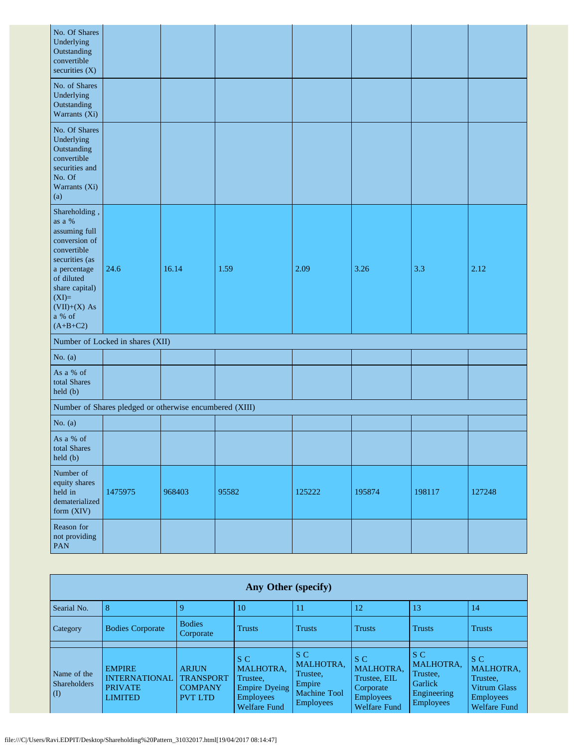| No. Of Shares Underlying Outstanding convertible securities (X) | | | | | | | |
|---|---|---|---|---|---|---|---|
| No. of Shares Underlying Outstanding Warrants (Xi) | | | | | | | |
| No. Of Shares Underlying Outstanding convertible securities and No. Of Warrants (Xi) (a) | | | | | | | |
| Shareholding , as a % assuming full conversion of convertible securities (as a percentage of diluted share capital) (XI)= (VII)+(X) As a % of (A+B+C2) | 24.6 | 16.14 | 1.59 | 2.09 | 3.26 | 3.3 | 2.12 |
| Number of Locked in shares (XII) | | | | | | | |
| No. (a) | | | | | | | |
| As a % of total Shares held (b) | | | | | | | |
| Number of Shares pledged or otherwise encumbered (XIII) | | | | | | | |
| No. (a) | | | | | | | |
| As a % of total Shares held (b) | | | | | | | |
| Number of equity shares held in dematerialized form (XIV) | 1475975 | 968403 | 95582 | 125222 | 195874 | 198117 | 127248 |
| Reason for not providing PAN | | | | | | | |

| Any Other (specify) | | | | | | | |
|---|---|---|---|---|---|---|---|
| Searial No. | 8 | 9 | 10 | 11 | 12 | 13 | 14 |
| Category | Bodies Corporate | Bodies Corporate | Trusts | Trusts | Trusts | Trusts | Trusts |
| | | | | | | | |
| Name of the Shareholders (I) | EMPIRE INTERNATIONAL PRIVATE LIMITED | ARJUN TRANSPORT COMPANY PVT LTD | S C MALHOTRA, Trustee, Empire Dyeing Employees Welfare Fund | S C MALHOTRA, Trustee, Empire Machine Tool Employees | S C MALHOTRA, Trustee, EIL Corporate Employees Welfare Fund | S C MALHOTRA, Trustee, Garlick Engineering Employees | S C MALHOTRA, Trustee, Vitrum Glass Employees Welfare Fund |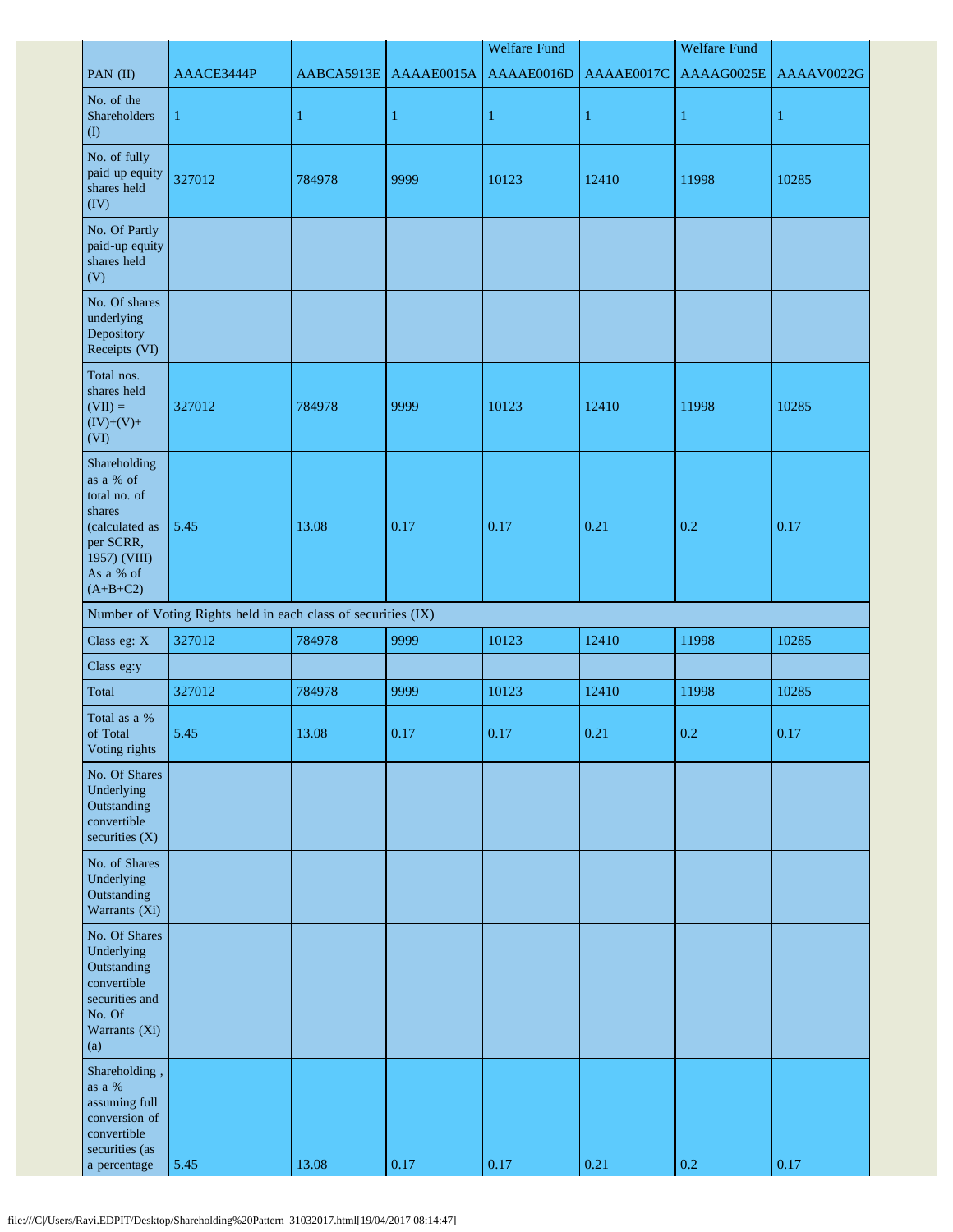| | | | | Welfare Fund | | Welfare Fund | |
|---|---|---|---|---|---|---|---|
| PAN (II) | AAACE3444P | AABCA5913E | AAAAE0015A | AAAAE0016D | AAAAE0017C | AAAAG0025E | AAAAV0022G |
| No. of the Shareholders (I) | 1 | 1 | 1 | 1 | 1 | 1 | 1 |
| No. of fully paid up equity shares held (IV) | 327012 | 784978 | 9999 | 10123 | 12410 | 11998 | 10285 |
| No. Of Partly paid-up equity shares held (V) | | | | | | | |
| No. Of shares underlying Depository Receipts (VI) | | | | | | | |
| Total nos. shares held (VII) = (IV)+(V)+ (VI) | 327012 | 784978 | 9999 | 10123 | 12410 | 11998 | 10285 |
| Shareholding as a % of total no. of shares (calculated as per SCRR, 1957) (VIII) As a % of (A+B+C2) | 5.45 | 13.08 | 0.17 | 0.17 | 0.21 | 0.2 | 0.17 |
| Number of Voting Rights held in each class of securities (IX) | | | | | | | |
| Class eg: X | 327012 | 784978 | 9999 | 10123 | 12410 | 11998 | 10285 |
| Class eg:y | | | | | | | |
| Total | 327012 | 784978 | 9999 | 10123 | 12410 | 11998 | 10285 |
| Total as a % of Total Voting rights | 5.45 | 13.08 | 0.17 | 0.17 | 0.21 | 0.2 | 0.17 |
| No. Of Shares Underlying Outstanding convertible securities (X) | | | | | | | |
| No. of Shares Underlying Outstanding Warrants (Xi) | | | | | | | |
| No. Of Shares Underlying Outstanding convertible securities and No. Of Warrants (Xi) (a) | | | | | | | |
| Shareholding , as a % assuming full conversion of convertible securities (as a percentage | 5.45 | 13.08 | 0.17 | 0.17 | 0.21 | 0.2 | 0.17 |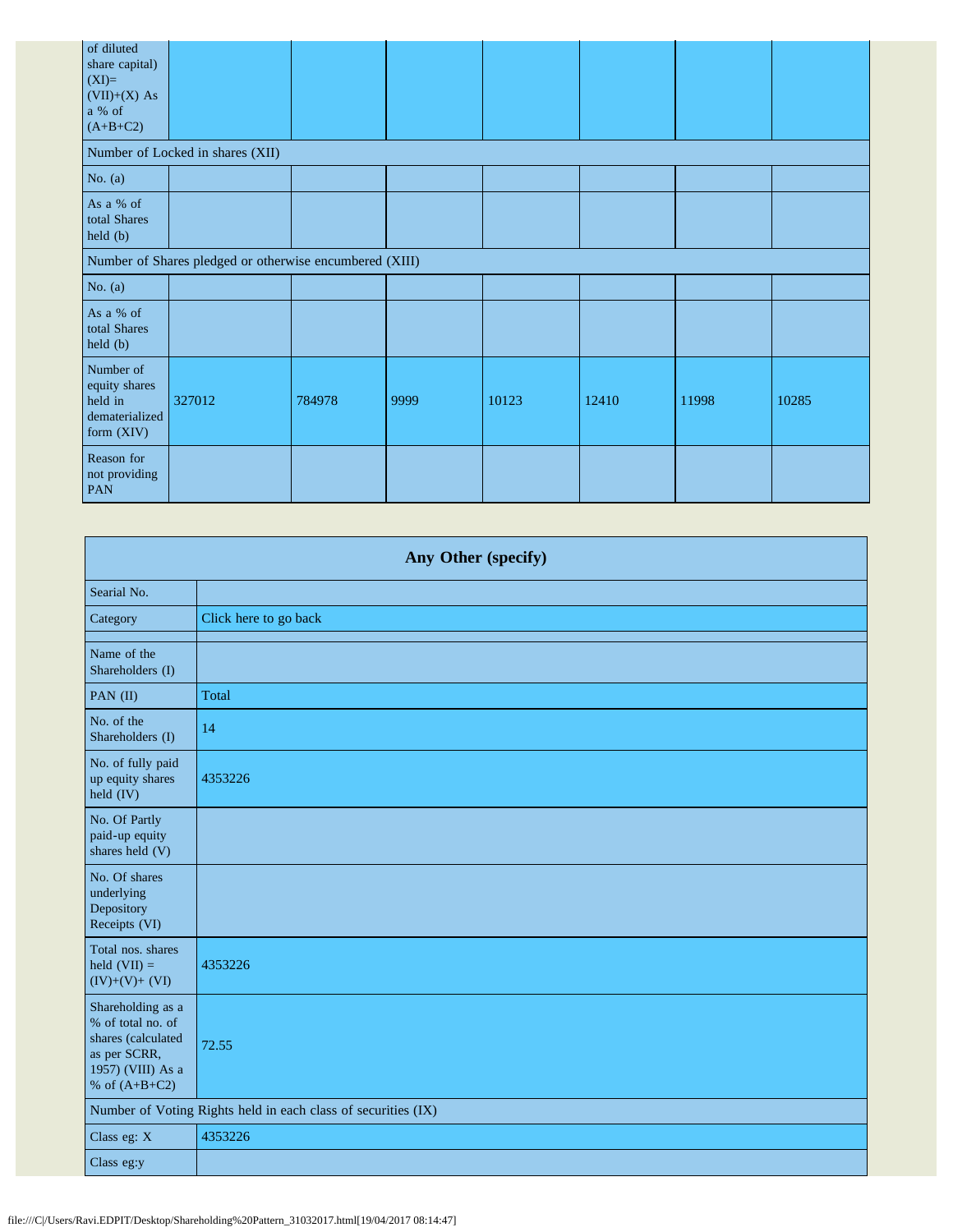| of diluted share capital) (XI)= (VII)+(X) As a % of (A+B+C2) | | | | | | | |
|---|---|---|---|---|---|---|---|
| Number of Locked in shares (XII) | | | | | | | |
| No. (a) | | | | | | | |
| As a % of total Shares held (b) | | | | | | | |
| Number of Shares pledged or otherwise encumbered (XIII) | | | | | | | |
| No. (a) | | | | | | | |
| As a % of total Shares held (b) | | | | | | | |
| Number of equity shares held in dematerialized form (XIV) | 327012 | 784978 | 9999 | 10123 | 12410 | 11998 | 10285 |
| Reason for not providing PAN | | | | | | | |

| Any Other (specify) | |
|---|---|
| Searial No. | |
| Category | Click here to go back |
| | |
| Name of the Shareholders (I) | |
| PAN (II) | Total |
| No. of the Shareholders (I) | 14 |
| No. of fully paid up equity shares held (IV) | 4353226 |
| No. Of Partly paid-up equity shares held (V) | |
| No. Of shares underlying Depository Receipts (VI) | |
| Total nos. shares held (VII) = (IV)+(V)+ (VI) | 4353226 |
| Shareholding as a % of total no. of shares (calculated as per SCRR, 1957) (VIII) As a % of (A+B+C2) | 72.55 |
| Number of Voting Rights held in each class of securities (IX) | |
| Class eg: X | 4353226 |
| Class eg:y | |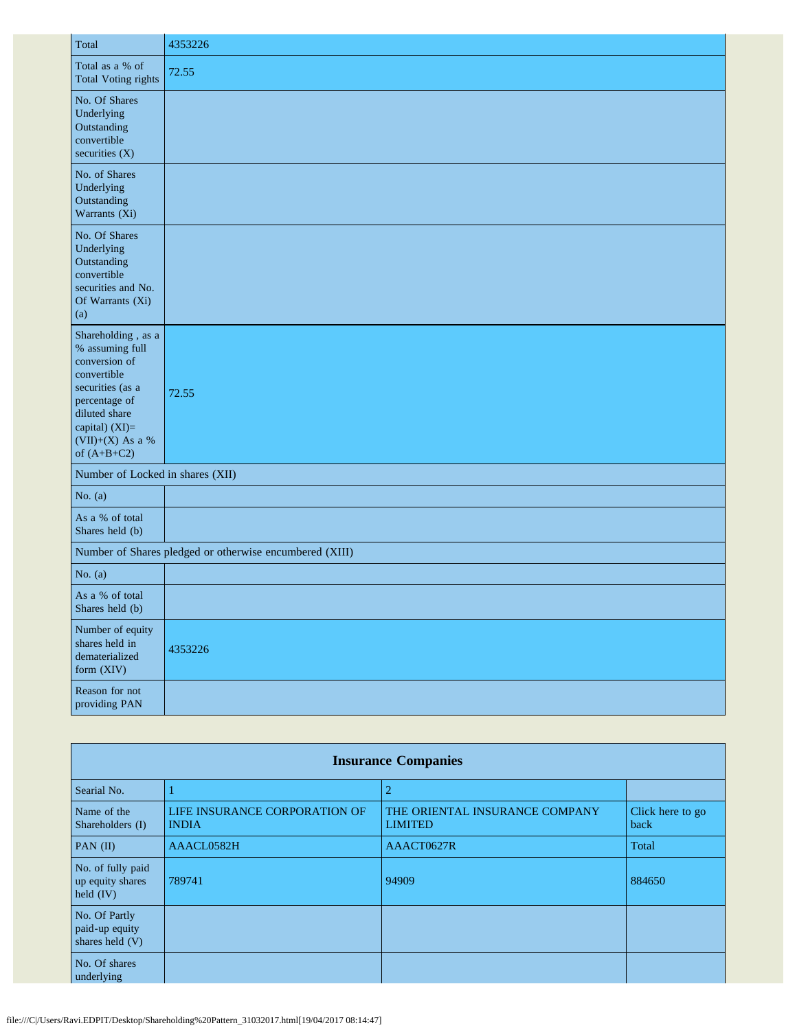| Total | 4353226 |
|---|---|
| Total as a % of Total Voting rights | 72.55 |
| No. Of Shares Underlying Outstanding convertible securities (X) | |
| No. of Shares Underlying Outstanding Warrants (Xi) | |
| No. Of Shares Underlying Outstanding convertible securities and No. Of Warrants (Xi) (a) | |
| Shareholding , as a % assuming full conversion of convertible securities (as a percentage of diluted share capital) (XI)= (VII)+(X) As a % of (A+B+C2) | 72.55 |
| Number of Locked in shares (XII) | |
| No. (a) | |
| As a % of total Shares held (b) | |
| Number of Shares pledged or otherwise encumbered (XIII) | |
| No. (a) | |
| As a % of total Shares held (b) | |
| Number of equity shares held in dematerialized form (XIV) | 4353226 |
| Reason for not providing PAN | |

| Insurance Companies | | | |
|---|---|---|---|
| Searial No. | 1 | 2 | |
| Name of the Shareholders (I) | LIFE INSURANCE CORPORATION OF INDIA | THE ORIENTAL INSURANCE COMPANY LIMITED | Click here to go back |
| PAN (II) | AAACL0582H | AAACT0627R | Total |
| No. of fully paid up equity shares held (IV) | 789741 | 94909 | 884650 |
| No. Of Partly paid-up equity shares held (V) | | | |
| No. Of shares underlying | | | |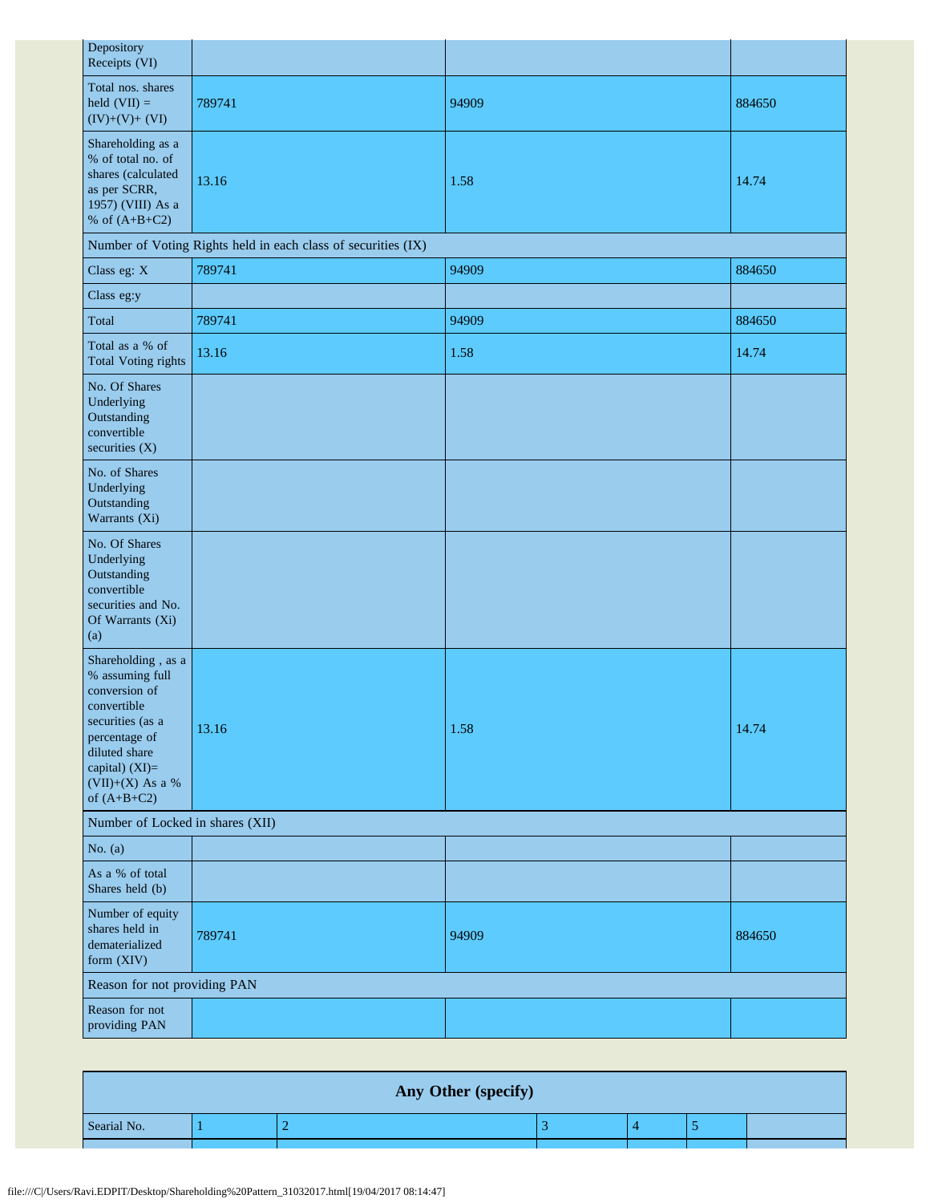| Depository Receipts (VI) | | | |
|---|---|---|---|
| Total nos. shares held (VII) = (IV)+(V)+ (VI) | 789741 | 94909 | 884650 |
| Shareholding as a % of total no. of shares (calculated as per SCRR, 1957) (VIII) As a % of (A+B+C2) | 13.16 | 1.58 | 14.74 |
| Number of Voting Rights held in each class of securities (IX) | | | |
| Class eg: X | 789741 | 94909 | 884650 |
| Class eg:y | | | |
| Total | 789741 | 94909 | 884650 |
| Total as a % of Total Voting rights | 13.16 | 1.58 | 14.74 |
| No. Of Shares Underlying Outstanding convertible securities (X) | | | |
| No. of Shares Underlying Outstanding Warrants (Xi) | | | |
| No. Of Shares Underlying Outstanding convertible securities and No. Of Warrants (Xi) (a) | | | |
| Shareholding , as a % assuming full conversion of convertible securities (as a percentage of diluted share capital) (XI)= (VII)+(X) As a % of (A+B+C2) | 13.16 | 1.58 | 14.74 |
| Number of Locked in shares (XII) | | | |
| No. (a) | | | |
| As a % of total Shares held (b) | | | |
| Number of equity shares held in dematerialized form (XIV) | 789741 | 94909 | 884650 |
| Reason for not providing PAN | | | |
| Reason for not providing PAN | | | |

| Any Other (specify) | | | | | | |
|---|---|---|---|---|---|---|
| Searial No. | 1 | 2 | 3 | 4 | 5 | |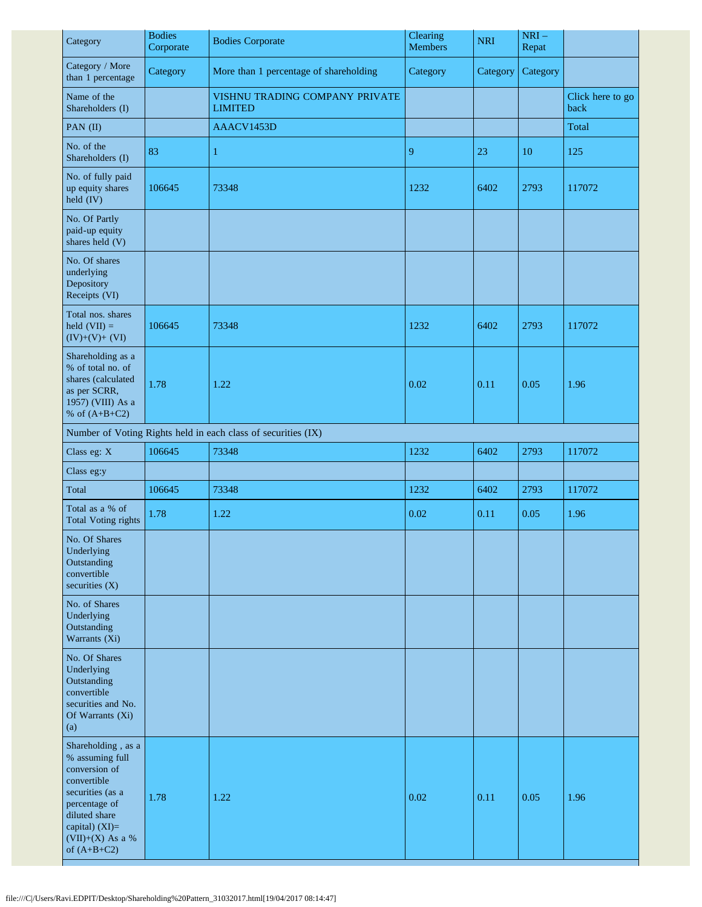| Category | Bodies Corporate | Bodies Corporate | Clearing Members | NRI | NRI – Repat | |
|---|---|---|---|---|---|---|
| Category / More than 1 percentage | Category | More than 1 percentage of shareholding | Category | Category | Category | |
| Name of the Shareholders (I) | | VISHNU TRADING COMPANY PRIVATE LIMITED | | | | Click here to go back |
| PAN (II) | | AAACV1453D | | | | Total |
| No. of the Shareholders (I) | 83 | 1 | 9 | 23 | 10 | 125 |
| No. of fully paid up equity shares held (IV) | 106645 | 73348 | 1232 | 6402 | 2793 | 117072 |
| No. Of Partly paid-up equity shares held (V) | | | | | | |
| No. Of shares underlying Depository Receipts (VI) | | | | | | |
| Total nos. shares held (VII) = (IV)+(V)+ (VI) | 106645 | 73348 | 1232 | 6402 | 2793 | 117072 |
| Shareholding as a % of total no. of shares (calculated as per SCRR, 1957) (VIII) As a % of (A+B+C2) | 1.78 | 1.22 | 0.02 | 0.11 | 0.05 | 1.96 |
| Number of Voting Rights held in each class of securities (IX) | | | | | | |
| Class eg: X | 106645 | 73348 | 1232 | 6402 | 2793 | 117072 |
| Class eg:y | | | | | | |
| Total | 106645 | 73348 | 1232 | 6402 | 2793 | 117072 |
| Total as a % of Total Voting rights | 1.78 | 1.22 | 0.02 | 0.11 | 0.05 | 1.96 |
| No. Of Shares Underlying Outstanding convertible securities (X) | | | | | | |
| No. of Shares Underlying Outstanding Warrants (Xi) | | | | | | |
| No. Of Shares Underlying Outstanding convertible securities and No. Of Warrants (Xi) (a) | | | | | | |
| Shareholding , as a % assuming full conversion of convertible securities (as a percentage of diluted share capital) (XI)= (VII)+(X) As a % of (A+B+C2) | 1.78 | 1.22 | 0.02 | 0.11 | 0.05 | 1.96 |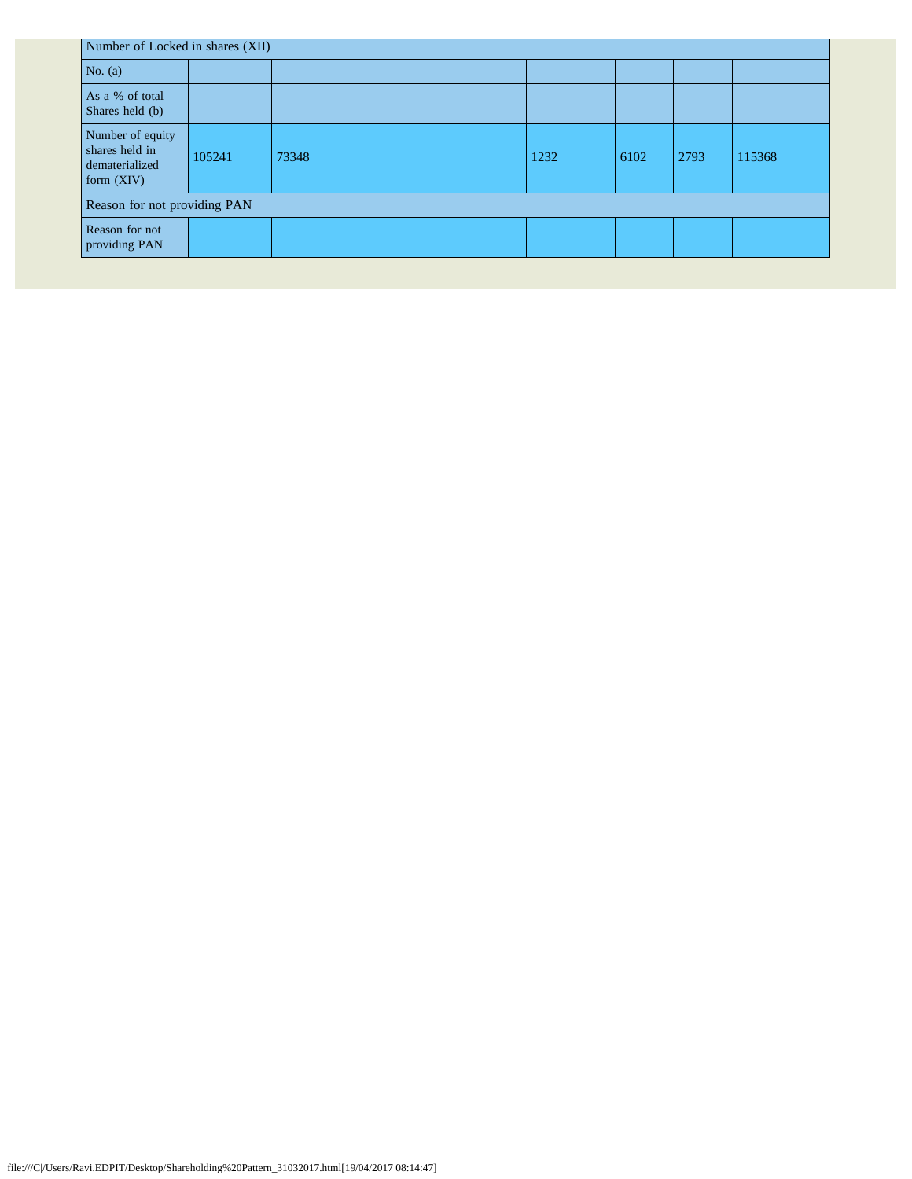| | | | | | | |
|---|---|---|---|---|---|---|
| Number of Locked in shares (XII) | | | | | | |
| No. (a) | | | | | | |
| As a % of total Shares held (b) | | | | | | |
| Number of equity shares held in dematerialized form (XIV) | 105241 | 73348 | 1232 | 6102 | 2793 | 115368 |
| Reason for not providing PAN | | | | | | |
| Reason for not providing PAN | | | | | | |